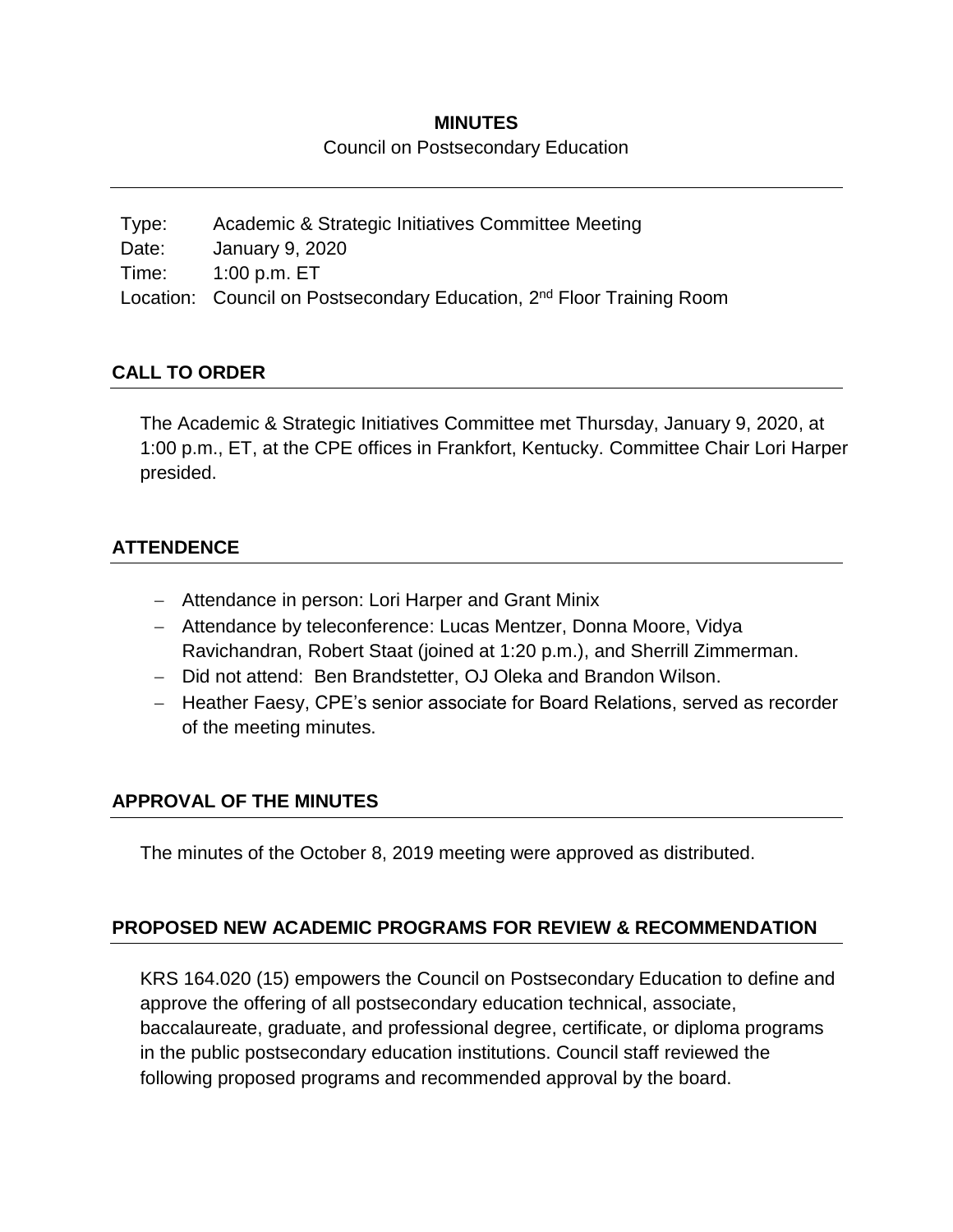**MINUTES**

Council on Postsecondary Education

| | |
|---|---|
| Type: | Academic & Strategic Initiatives Committee Meeting |
| Date: | January 9, 2020 |
| Time: | 1:00 p.m. ET |
| Location: | Council on Postsecondary Education, 2nd Floor Training Room |

## CALL TO ORDER

The Academic & Strategic Initiatives Committee met Thursday, January 9, 2020, at 1:00 p.m., ET, at the CPE offices in Frankfort, Kentucky. Committee Chair Lori Harper presided.

## ATTENDENCE

- Attendance in person: Lori Harper and Grant Minix
- Attendance by teleconference: Lucas Mentzer, Donna Moore, Vidya Ravichandran, Robert Staat (joined at 1:20 p.m.), and Sherrill Zimmerman.
- Did not attend: Ben Brandstetter, OJ Oleka and Brandon Wilson.
- Heather Faesy, CPE's senior associate for Board Relations, served as recorder of the meeting minutes.

## APPROVAL OF THE MINUTES

The minutes of the October 8, 2019 meeting were approved as distributed.

## PROPOSED NEW ACADEMIC PROGRAMS FOR REVIEW & RECOMMENDATION

KRS 164.020 (15) empowers the Council on Postsecondary Education to define and approve the offering of all postsecondary education technical, associate, baccalaureate, graduate, and professional degree, certificate, or diploma programs in the public postsecondary education institutions. Council staff reviewed the following proposed programs and recommended approval by the board.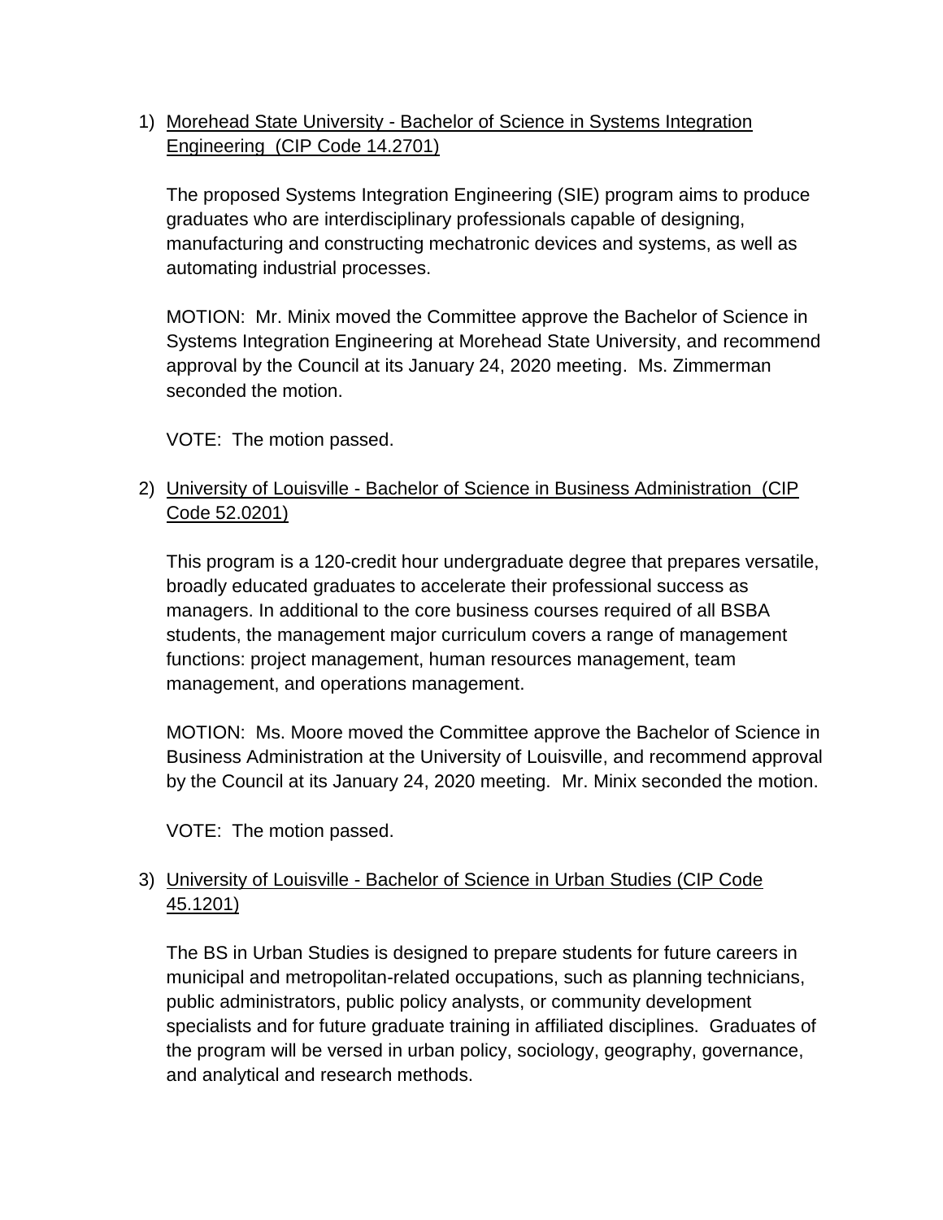1) <u>Morehead State University - Bachelor of Science in Systems Integration Engineering (CIP Code 14.2701)</u>

   The proposed Systems Integration Engineering (SIE) program aims to produce graduates who are interdisciplinary professionals capable of designing, manufacturing and constructing mechatronic devices and systems, as well as automating industrial processes.

   MOTION: Mr. Minix moved the Committee approve the Bachelor of Science in Systems Integration Engineering at Morehead State University, and recommend approval by the Council at its January 24, 2020 meeting. Ms. Zimmerman seconded the motion.

   VOTE: The motion passed.

2) <u>University of Louisville - Bachelor of Science in Business Administration (CIP Code 52.0201)</u>

   This program is a 120-credit hour undergraduate degree that prepares versatile, broadly educated graduates to accelerate their professional success as managers. In additional to the core business courses required of all BSBA students, the management major curriculum covers a range of management functions: project management, human resources management, team management, and operations management.

   MOTION: Ms. Moore moved the Committee approve the Bachelor of Science in Business Administration at the University of Louisville, and recommend approval by the Council at its January 24, 2020 meeting. Mr. Minix seconded the motion.

   VOTE: The motion passed.

3) <u>University of Louisville - Bachelor of Science in Urban Studies (CIP Code 45.1201)</u>

   The BS in Urban Studies is designed to prepare students for future careers in municipal and metropolitan-related occupations, such as planning technicians, public administrators, public policy analysts, or community development specialists and for future graduate training in affiliated disciplines. Graduates of the program will be versed in urban policy, sociology, geography, governance, and analytical and research methods.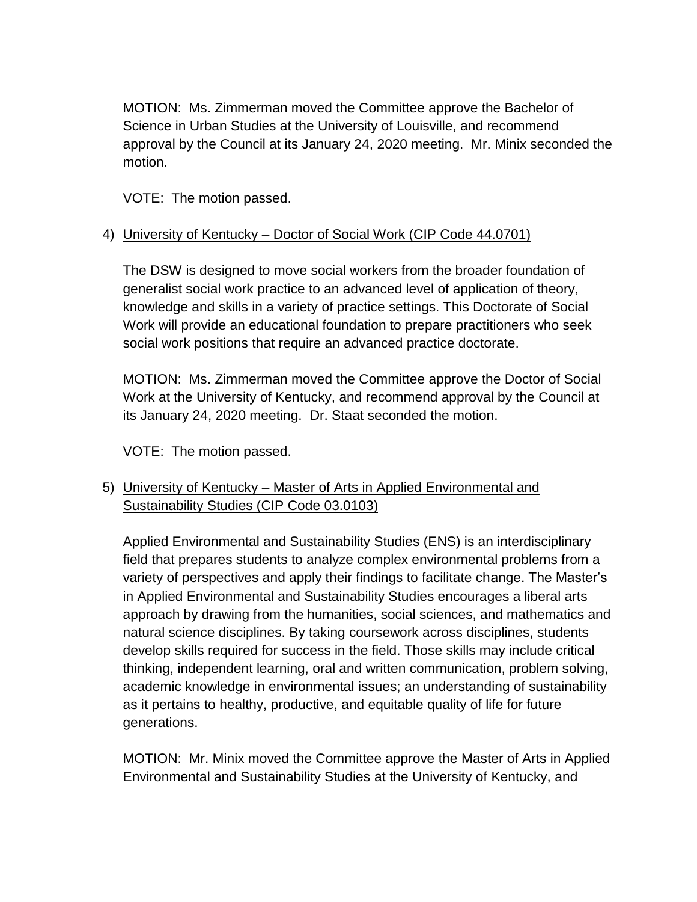MOTION: Ms. Zimmerman moved the Committee approve the Bachelor of Science in Urban Studies at the University of Louisville, and recommend approval by the Council at its January 24, 2020 meeting. Mr. Minix seconded the motion.

VOTE: The motion passed.

4) <u>University of Kentucky – Doctor of Social Work (CIP Code 44.0701)</u>

The DSW is designed to move social workers from the broader foundation of generalist social work practice to an advanced level of application of theory, knowledge and skills in a variety of practice settings. This Doctorate of Social Work will provide an educational foundation to prepare practitioners who seek social work positions that require an advanced practice doctorate.

MOTION: Ms. Zimmerman moved the Committee approve the Doctor of Social Work at the University of Kentucky, and recommend approval by the Council at its January 24, 2020 meeting. Dr. Staat seconded the motion.

VOTE: The motion passed.

5) <u>University of Kentucky – Master of Arts in Applied Environmental and Sustainability Studies (CIP Code 03.0103)</u>

Applied Environmental and Sustainability Studies (ENS) is an interdisciplinary field that prepares students to analyze complex environmental problems from a variety of perspectives and apply their findings to facilitate change. The Master's in Applied Environmental and Sustainability Studies encourages a liberal arts approach by drawing from the humanities, social sciences, and mathematics and natural science disciplines. By taking coursework across disciplines, students develop skills required for success in the field. Those skills may include critical thinking, independent learning, oral and written communication, problem solving, academic knowledge in environmental issues; an understanding of sustainability as it pertains to healthy, productive, and equitable quality of life for future generations.

MOTION: Mr. Minix moved the Committee approve the Master of Arts in Applied Environmental and Sustainability Studies at the University of Kentucky, and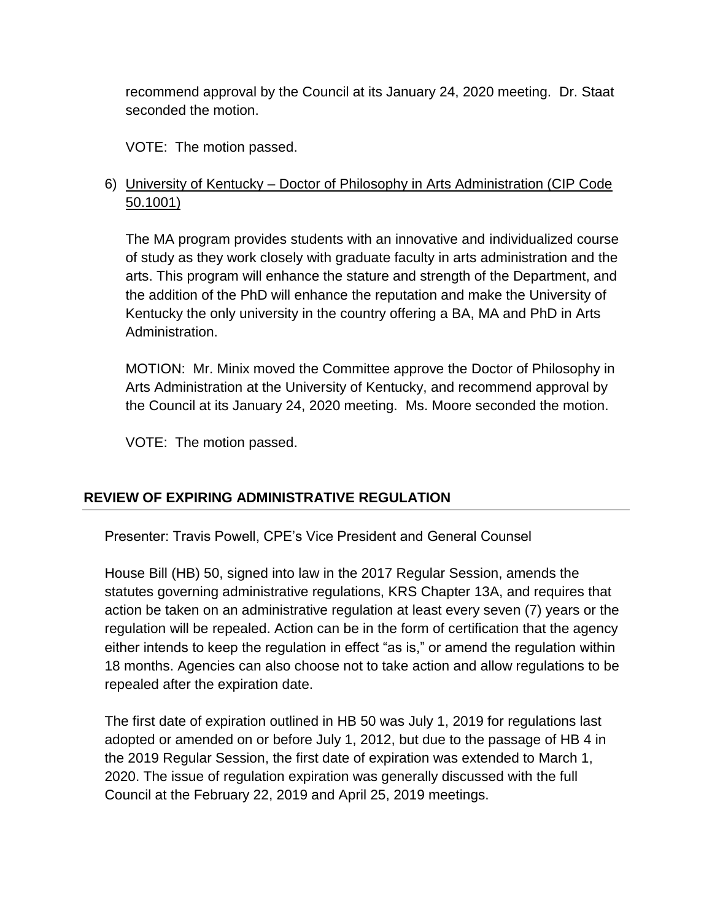recommend approval by the Council at its January 24, 2020 meeting. Dr. Staat seconded the motion.

VOTE: The motion passed.

6) <u>University of Kentucky – Doctor of Philosophy in Arts Administration (CIP Code 50.1001)</u>

   The MA program provides students with an innovative and individualized course of study as they work closely with graduate faculty in arts administration and the arts. This program will enhance the stature and strength of the Department, and the addition of the PhD will enhance the reputation and make the University of Kentucky the only university in the country offering a BA, MA and PhD in Arts Administration.

   MOTION: Mr. Minix moved the Committee approve the Doctor of Philosophy in Arts Administration at the University of Kentucky, and recommend approval by the Council at its January 24, 2020 meeting. Ms. Moore seconded the motion.

   VOTE: The motion passed.

## REVIEW OF EXPIRING ADMINISTRATIVE REGULATION

Presenter: Travis Powell, CPE's Vice President and General Counsel

House Bill (HB) 50, signed into law in the 2017 Regular Session, amends the statutes governing administrative regulations, KRS Chapter 13A, and requires that action be taken on an administrative regulation at least every seven (7) years or the regulation will be repealed. Action can be in the form of certification that the agency either intends to keep the regulation in effect "as is," or amend the regulation within 18 months. Agencies can also choose not to take action and allow regulations to be repealed after the expiration date.

The first date of expiration outlined in HB 50 was July 1, 2019 for regulations last adopted or amended on or before July 1, 2012, but due to the passage of HB 4 in the 2019 Regular Session, the first date of expiration was extended to March 1, 2020. The issue of regulation expiration was generally discussed with the full Council at the February 22, 2019 and April 25, 2019 meetings.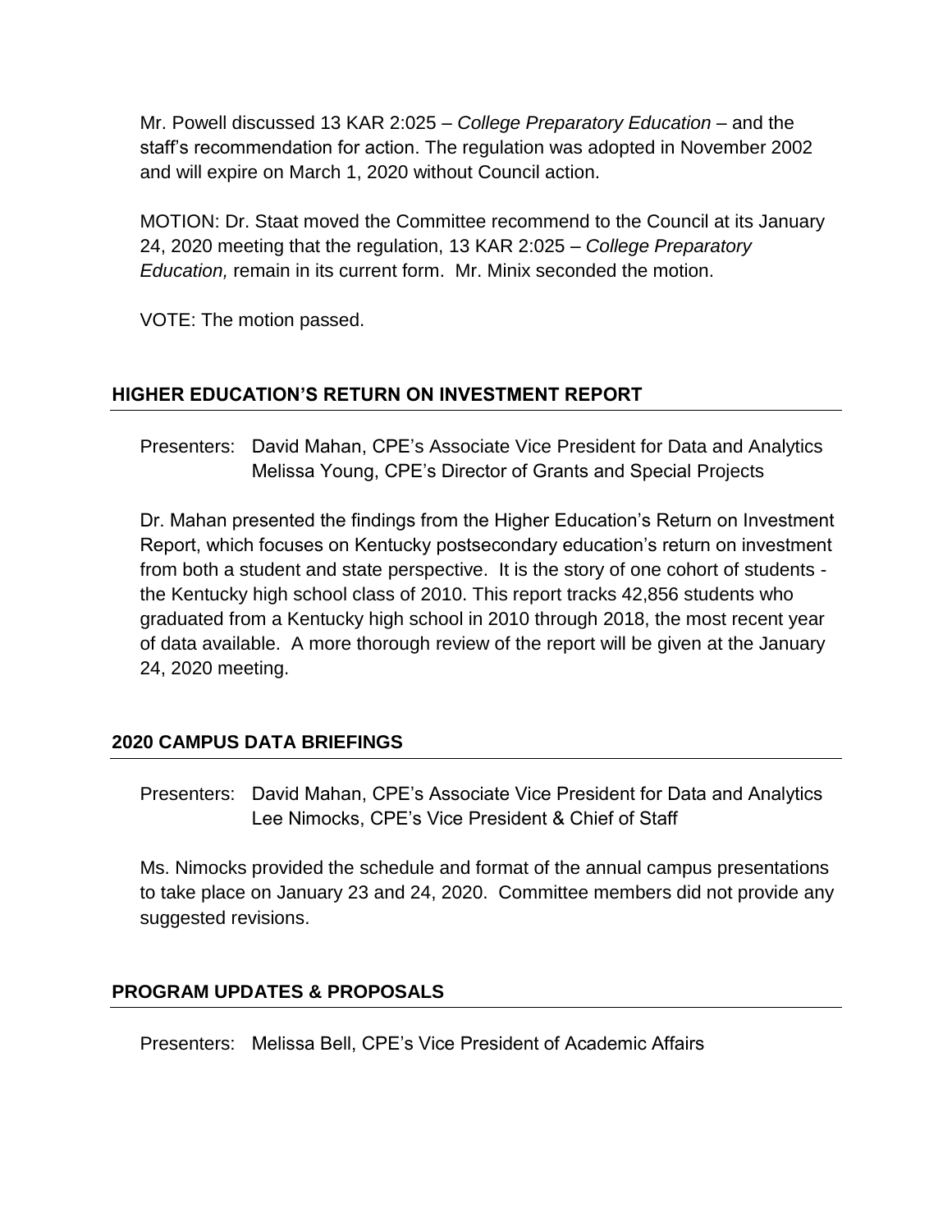Mr. Powell discussed 13 KAR 2:025 – *College Preparatory Education* – and the staff's recommendation for action. The regulation was adopted in November 2002 and will expire on March 1, 2020 without Council action.

MOTION: Dr. Staat moved the Committee recommend to the Council at its January 24, 2020 meeting that the regulation, 13 KAR 2:025 – *College Preparatory Education,* remain in its current form. Mr. Minix seconded the motion.

VOTE: The motion passed.

## HIGHER EDUCATION'S RETURN ON INVESTMENT REPORT

Presenters: David Mahan, CPE's Associate Vice President for Data and Analytics
Melissa Young, CPE's Director of Grants and Special Projects

Dr. Mahan presented the findings from the Higher Education's Return on Investment Report, which focuses on Kentucky postsecondary education's return on investment from both a student and state perspective. It is the story of one cohort of students - the Kentucky high school class of 2010. This report tracks 42,856 students who graduated from a Kentucky high school in 2010 through 2018, the most recent year of data available. A more thorough review of the report will be given at the January 24, 2020 meeting.

## 2020 CAMPUS DATA BRIEFINGS

Presenters: David Mahan, CPE's Associate Vice President for Data and Analytics
Lee Nimocks, CPE's Vice President & Chief of Staff

Ms. Nimocks provided the schedule and format of the annual campus presentations to take place on January 23 and 24, 2020. Committee members did not provide any suggested revisions.

## PROGRAM UPDATES & PROPOSALS

Presenters: Melissa Bell, CPE's Vice President of Academic Affairs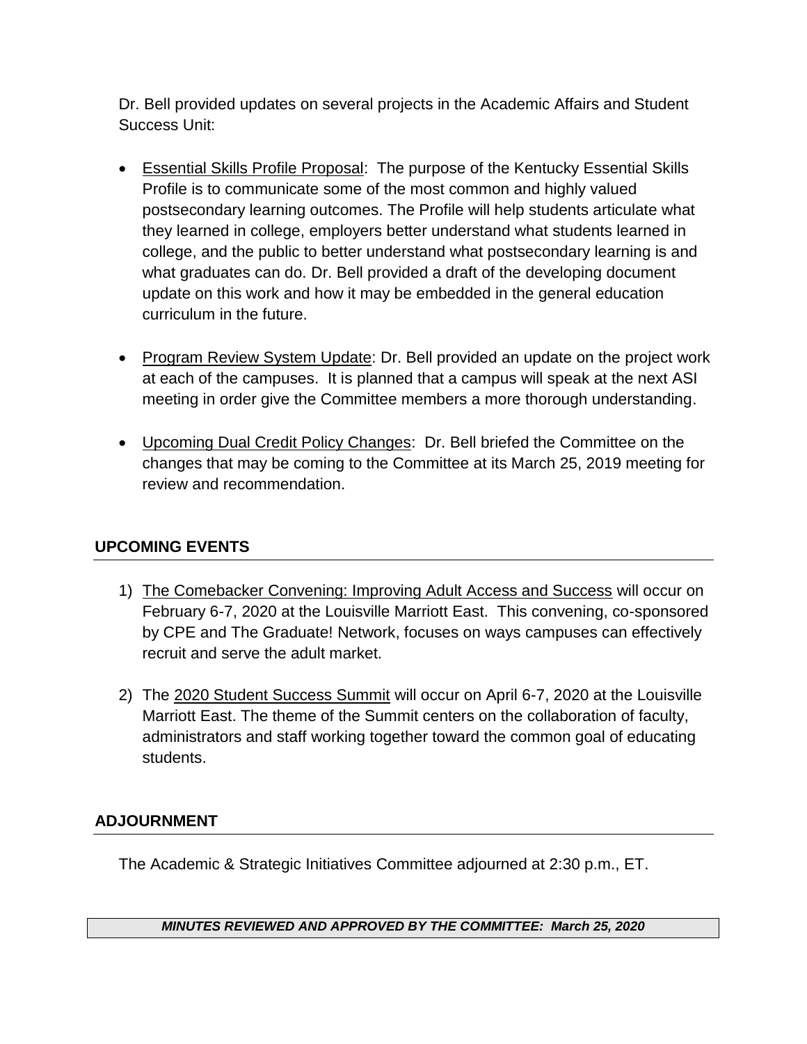Dr. Bell provided updates on several projects in the Academic Affairs and Student Success Unit:

- Essential Skills Profile Proposal: The purpose of the Kentucky Essential Skills Profile is to communicate some of the most common and highly valued postsecondary learning outcomes. The Profile will help students articulate what they learned in college, employers better understand what students learned in college, and the public to better understand what postsecondary learning is and what graduates can do. Dr. Bell provided a draft of the developing document update on this work and how it may be embedded in the general education curriculum in the future.

- Program Review System Update: Dr. Bell provided an update on the project work at each of the campuses. It is planned that a campus will speak at the next ASI meeting in order give the Committee members a more thorough understanding.

- Upcoming Dual Credit Policy Changes: Dr. Bell briefed the Committee on the changes that may be coming to the Committee at its March 25, 2019 meeting for review and recommendation.

## UPCOMING EVENTS

1) The Comebacker Convening: Improving Adult Access and Success will occur on February 6-7, 2020 at the Louisville Marriott East. This convening, co-sponsored by CPE and The Graduate! Network, focuses on ways campuses can effectively recruit and serve the adult market.

2) The 2020 Student Success Summit will occur on April 6-7, 2020 at the Louisville Marriott East. The theme of the Summit centers on the collaboration of faculty, administrators and staff working together toward the common goal of educating students.

## ADJOURNMENT

The Academic & Strategic Initiatives Committee adjourned at 2:30 p.m., ET.

***MINUTES REVIEWED AND APPROVED BY THE COMMITTEE: March 25, 2020***